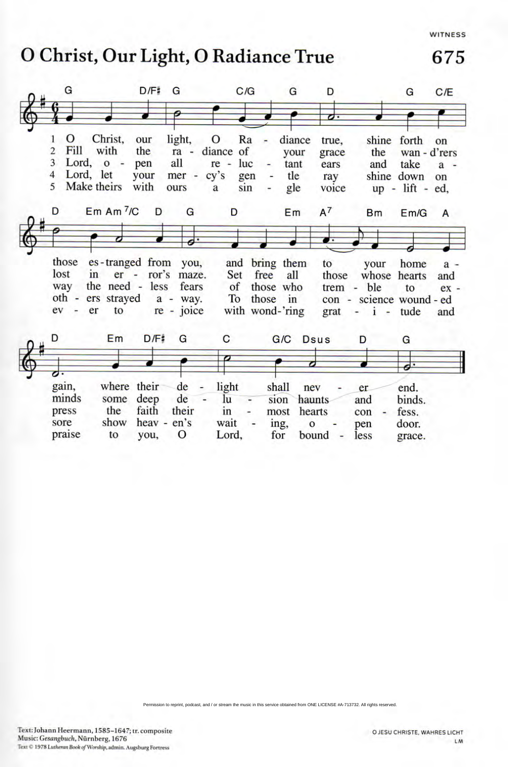WITNESS

# O Christ, Our Light, O Radiance True

675

1 O Christ, our light, O Radiance true, shine forth on those estranged from you, and bring them to your home again, where their delight shall never end.

2 Fill with the radiance of your grace the wand'rers lost in error's maze. Set free all those whose hearts and minds some deep delusion haunts and binds.

3 Lord, open all reluctant ears and take away the needless fears of those who tremble to express the faith their inmost hearts confess.

4 Lord, let your mercy's gentle ray shine down on others strayed away. To those in conscience wounded sore show heaven's waiting, open door.

5 Make theirs with ours a single voice uplifted, ever to rejoice with wond'ring gratitude and praise to you, O Lord, for boundless grace.

Permission to reprint, podcast, and / or stream the music in this service obtained from ONE LICENSE #A-713732. All rights reserved.

Text: Johann Heermann, 1585–1647; tr. composite
Music: *Gesangbuch*, Nürnberg, 1676
Text © 1978 *Lutheran Book of Worship*, admin. Augsburg Fortress

O JESU CHRISTE, WAHRES LICHT
LM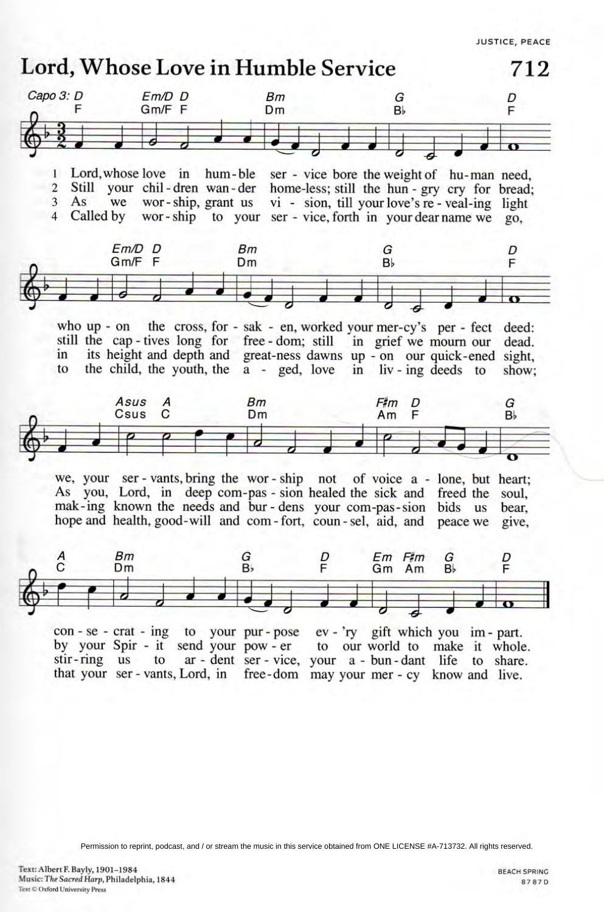JUSTICE, PEACE

# Lord, Whose Love in Humble Service

712

Capo 3

1. Lord, whose love in humble service bore the weight of human need, who upon the cross, forsaken, worked your mercy's perfect deed: we, your servants, bring the worship not of voice alone, but heart; consecrating to your purpose every gift which you impart.

2. Still your children wander homeless; still the hungry cry for bread; still the captives long for freedom; still in grief we mourn our dead. As you, Lord, in deep compassion healed the sick and freed the soul, by your Spirit send your power to our world to make it whole.

3. As we worship, grant us vision, till your love's revealing light in its height and depth and greatness dawns upon our quickened sight, making known the needs and burdens your compassion bids us bear, stirring us to ardent service, your abundant life to share.

4. Called by worship to your service, forth in your dear name we go, to the child, the youth, the aged, love in living deeds to show; hope and health, good-will and comfort, counsel, aid, and peace we give, that your servants, Lord, in freedom may your mercy know and live.

Permission to reprint, podcast, and / or stream the music in this service obtained from ONE LICENSE #A-713732. All rights reserved.

Text: Albert F. Bayly, 1901–1984
Music: *The Sacred Harp*, Philadelphia, 1844
Text © Oxford University Press

BEACH SPRING
8 7 8 7 D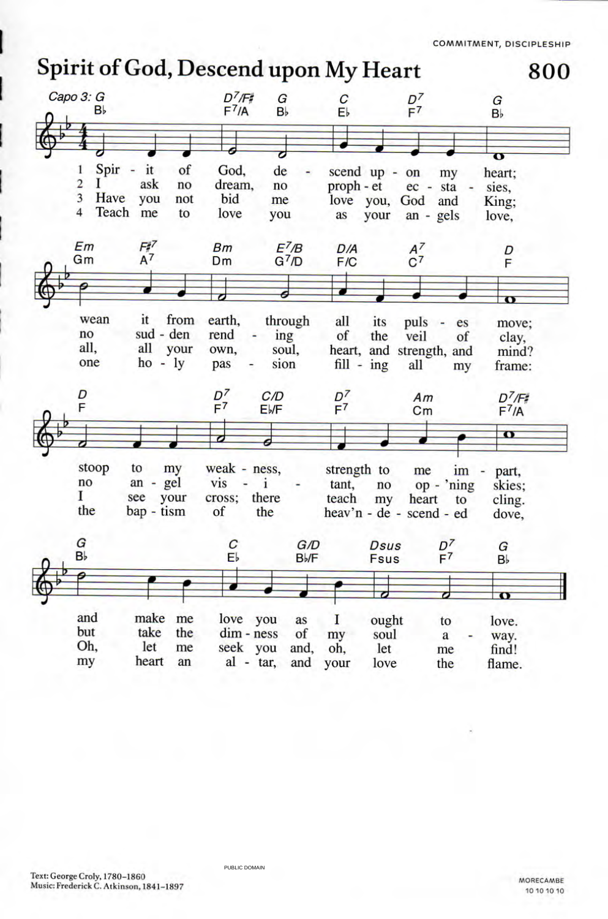# Spirit of God, Descend upon My Heart

800

COMMITMENT, DISCIPLESHIP

Capo 3: G

1 Spirit of God, descend upon my heart; wean it from earth, through all its pulses move; stoop to my weakness, strength to me impart, and make me love you as I ought to love.

2 I ask no dream, no prophet ecstasies, no sudden rending of the veil of clay, no angel visitant, no op'ning skies; but take the dimness of my soul away.

3 Have you not bid me love you, God and King; all, all your own, soul, heart, and strength, and mind? I see your cross; there teach my heart to cling. Oh, let me seek you and, oh, let me find!

4 Teach me to love you as your angels love, one holy passion filling all my frame: the baptism of the heav'n-descended dove, my heart an altar, and your love the flame.

Text: George Croly, 1780–1860
Music: Frederick C. Atkinson, 1841–1897

PUBLIC DOMAIN

MORECAMBE
10 10 10 10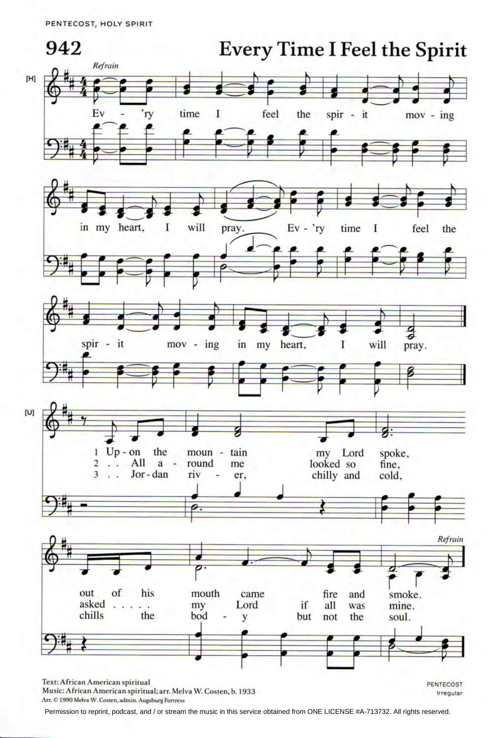PENTECOST, HOLY SPIRIT

# 942 Every Time I Feel the Spirit

*Refrain*

Ev - 'ry time I feel the spir - it mov - ing in my heart, I will pray. Ev - 'ry time I feel the spir - it mov - ing in my heart, I will pray.

1 Up - on the moun - tain my Lord spoke, out of his mouth came fire and smoke.
2 . . All a - round me looked so fine, asked . . . . . my Lord if all was mine.
3 . . Jor - dan riv - er, chilly and cold, chills the bod - y but not the soul.

*Refrain*

Text: African American spiritual
Music: African American spiritual; arr. Melva W. Costen, b. 1933
Arr. © 1990 Melva W. Costen, admin. Augsburg Fortress

PENTECOST
Irregular

Permission to reprint, podcast, and / or stream the music in this service obtained from ONE LICENSE #A-713732. All rights reserved.